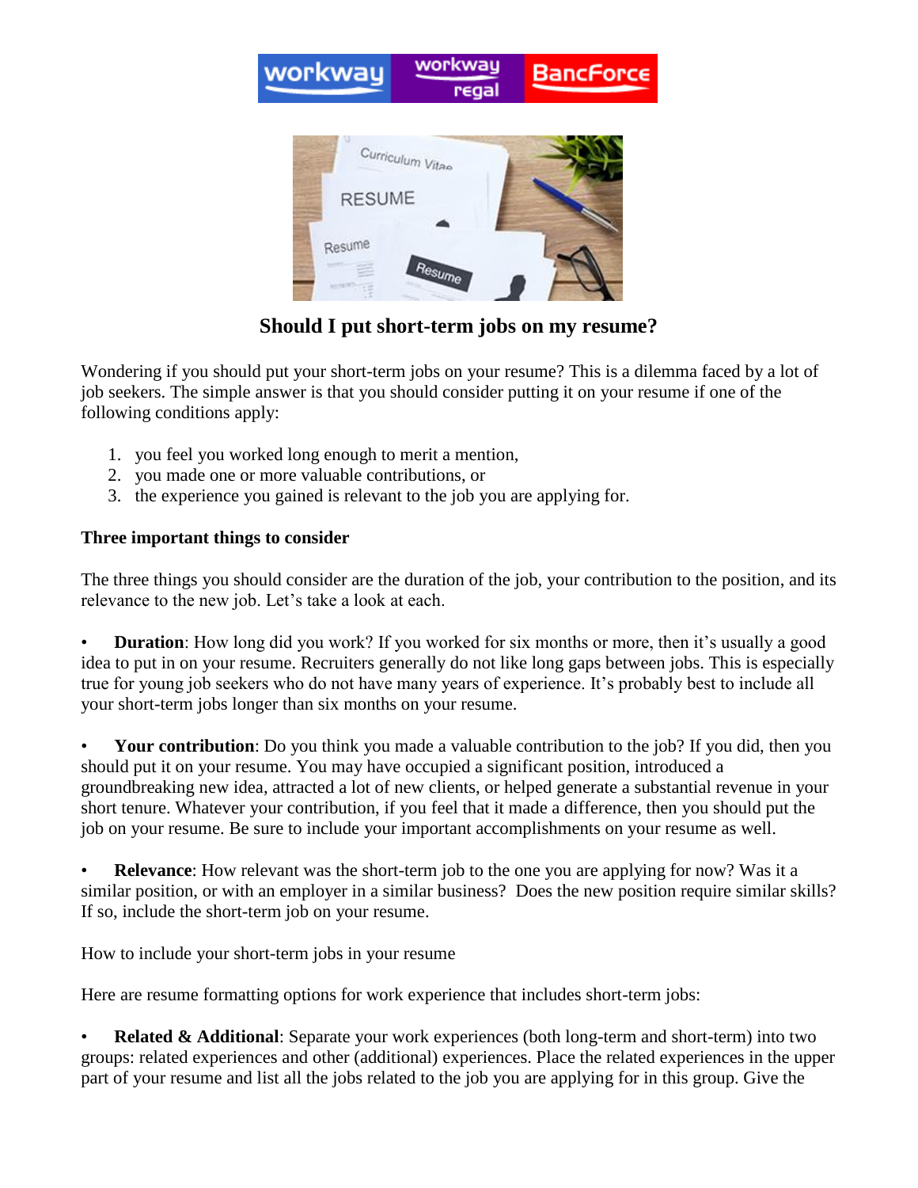# Should I put short-term jobs on my resume?

Wondering if you should put your short-term jobs on your resume? This is a dilemma faced by a lot of job seekers. The simple answer is that you should consider putting it on your resume if one of the following conditions apply:

1. you feel you worked long enough to merit a mention,
2. you made one or more valuable contributions, or
3. the experience you gained is relevant to the job you are applying for.

**Three important things to consider**

The three things you should consider are the duration of the job, your contribution to the position, and its relevance to the new job. Let's take a look at each.

- **Duration**: How long did you work? If you worked for six months or more, then it's usually a good idea to put in on your resume. Recruiters generally do not like long gaps between jobs. This is especially true for young job seekers who do not have many years of experience. It's probably best to include all your short-term jobs longer than six months on your resume.

- **Your contribution**: Do you think you made a valuable contribution to the job? If you did, then you should put it on your resume. You may have occupied a significant position, introduced a groundbreaking new idea, attracted a lot of new clients, or helped generate a substantial revenue in your short tenure. Whatever your contribution, if you feel that it made a difference, then you should put the job on your resume. Be sure to include your important accomplishments on your resume as well.

- **Relevance**: How relevant was the short-term job to the one you are applying for now? Was it a similar position, or with an employer in a similar business? Does the new position require similar skills? If so, include the short-term job on your resume.

How to include your short-term jobs in your resume

Here are resume formatting options for work experience that includes short-term jobs:

- **Related & Additional**: Separate your work experiences (both long-term and short-term) into two groups: related experiences and other (additional) experiences. Place the related experiences in the upper part of your resume and list all the jobs related to the job you are applying for in this group. Give the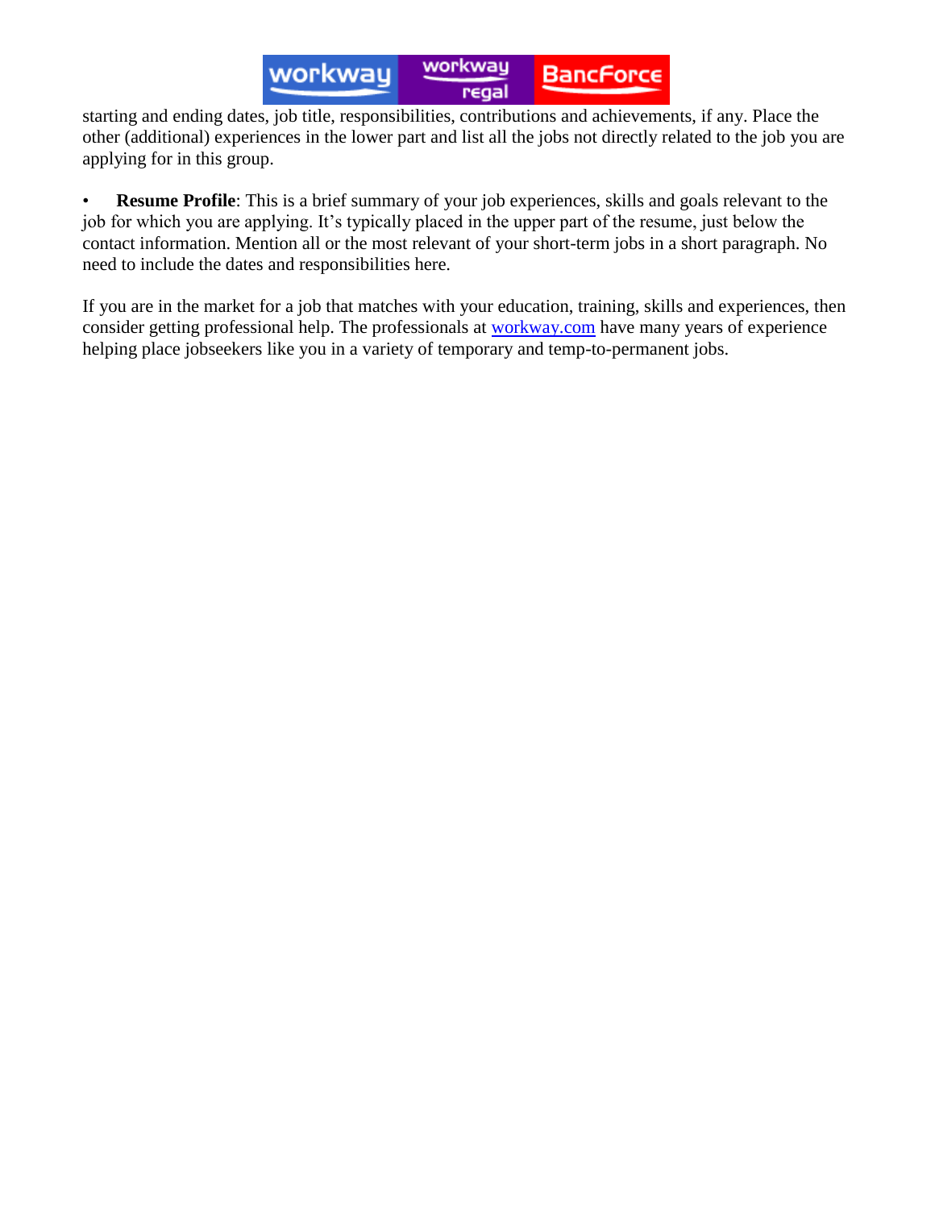starting and ending dates, job title, responsibilities, contributions and achievements, if any. Place the other (additional) experiences in the lower part and list all the jobs not directly related to the job you are applying for in this group.

- **Resume Profile**: This is a brief summary of your job experiences, skills and goals relevant to the job for which you are applying. It's typically placed in the upper part of the resume, just below the contact information. Mention all or the most relevant of your short-term jobs in a short paragraph. No need to include the dates and responsibilities here.

If you are in the market for a job that matches with your education, training, skills and experiences, then consider getting professional help. The professionals at [workway.com](workway.com) have many years of experience helping place jobseekers like you in a variety of temporary and temp-to-permanent jobs.